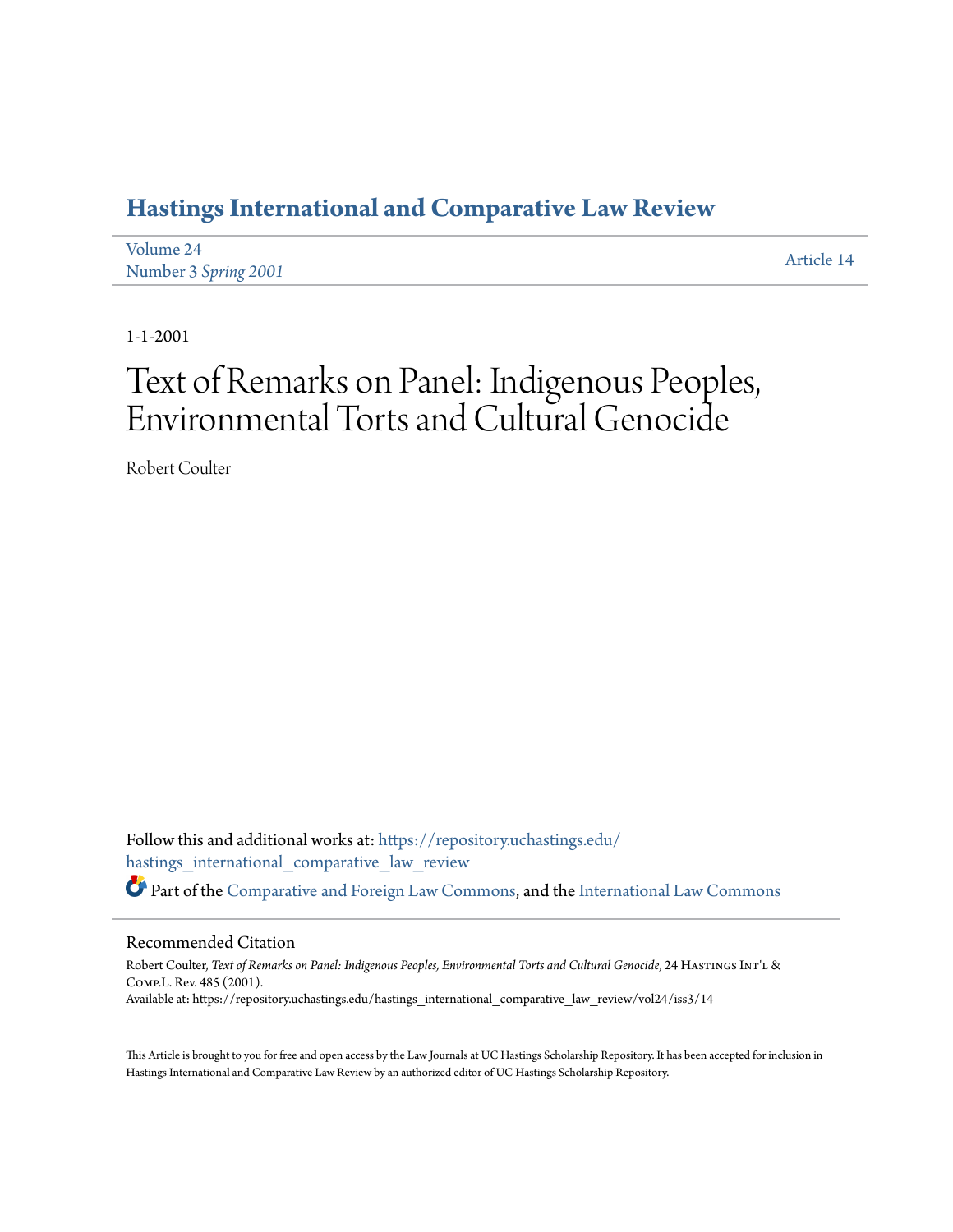# Hastings International and Comparative Law Review

Volume 24
Number 3 *Spring 2001*

Article 14

1-1-2001

# Text of Remarks on Panel: Indigenous Peoples, Environmental Torts and Cultural Genocide

Robert Coulter

Follow this and additional works at: https://repository.uchastings.edu/hastings_international_comparative_law_review

Part of the Comparative and Foreign Law Commons, and the International Law Commons

## Recommended Citation

Robert Coulter, *Text of Remarks on Panel: Indigenous Peoples, Environmental Torts and Cultural Genocide*, 24 Hastings Int'l & Comp.L. Rev. 485 (2001).
Available at: https://repository.uchastings.edu/hastings_international_comparative_law_review/vol24/iss3/14

This Article is brought to you for free and open access by the Law Journals at UC Hastings Scholarship Repository. It has been accepted for inclusion in Hastings International and Comparative Law Review by an authorized editor of UC Hastings Scholarship Repository.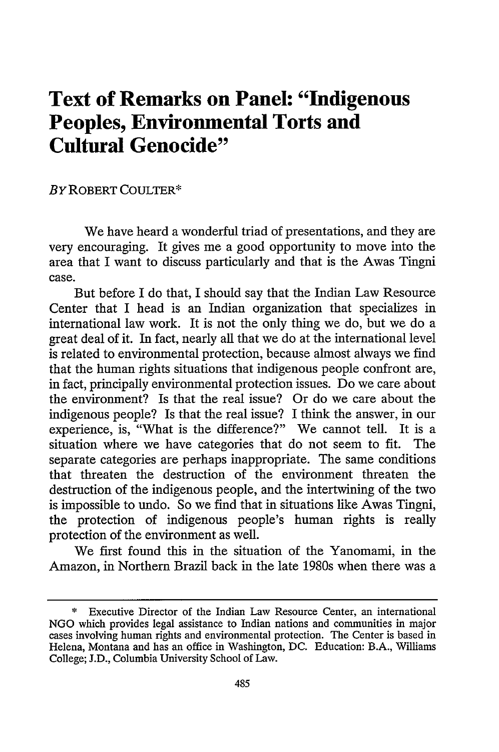# Text of Remarks on Panel: "Indigenous Peoples, Environmental Torts and Cultural Genocide"

*BY* ROBERT COULTER*

We have heard a wonderful triad of presentations, and they are very encouraging. It gives me a good opportunity to move into the area that I want to discuss particularly and that is the Awas Tingni case.

But before I do that, I should say that the Indian Law Resource Center that I head is an Indian organization that specializes in international law work. It is not the only thing we do, but we do a great deal of it. In fact, nearly all that we do at the international level is related to environmental protection, because almost always we find that the human rights situations that indigenous people confront are, in fact, principally environmental protection issues. Do we care about the environment? Is that the real issue? Or do we care about the indigenous people? Is that the real issue? I think the answer, in our experience, is, "What is the difference?" We cannot tell. It is a situation where we have categories that do not seem to fit. The separate categories are perhaps inappropriate. The same conditions that threaten the destruction of the environment threaten the destruction of the indigenous people, and the intertwining of the two is impossible to undo. So we find that in situations like Awas Tingni, the protection of indigenous people's human rights is really protection of the environment as well.

We first found this in the situation of the Yanomami, in the Amazon, in Northern Brazil back in the late 1980s when there was a

---

\* Executive Director of the Indian Law Resource Center, an international NGO which provides legal assistance to Indian nations and communities in major cases involving human rights and environmental protection. The Center is based in Helena, Montana and has an office in Washington, DC. Education: B.A., Williams College; J.D., Columbia University School of Law.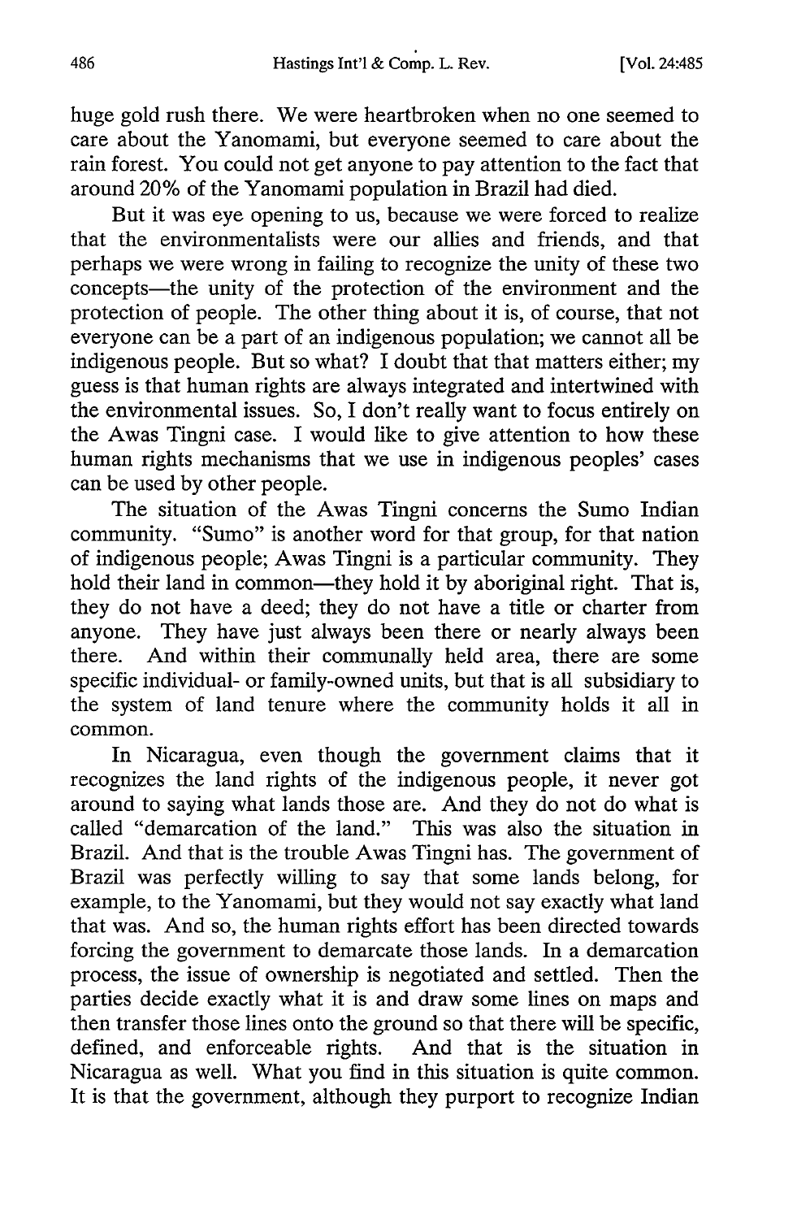huge gold rush there. We were heartbroken when no one seemed to care about the Yanomami, but everyone seemed to care about the rain forest. You could not get anyone to pay attention to the fact that around 20% of the Yanomami population in Brazil had died.

But it was eye opening to us, because we were forced to realize that the environmentalists were our allies and friends, and that perhaps we were wrong in failing to recognize the unity of these two concepts—the unity of the protection of the environment and the protection of people. The other thing about it is, of course, that not everyone can be a part of an indigenous population; we cannot all be indigenous people. But so what? I doubt that that matters either; my guess is that human rights are always integrated and intertwined with the environmental issues. So, I don't really want to focus entirely on the Awas Tingni case. I would like to give attention to how these human rights mechanisms that we use in indigenous peoples' cases can be used by other people.

The situation of the Awas Tingni concerns the Sumo Indian community. "Sumo" is another word for that group, for that nation of indigenous people; Awas Tingni is a particular community. They hold their land in common—they hold it by aboriginal right. That is, they do not have a deed; they do not have a title or charter from anyone. They have just always been there or nearly always been there. And within their communally held area, there are some specific individual- or family-owned units, but that is all subsidiary to the system of land tenure where the community holds it all in common.

In Nicaragua, even though the government claims that it recognizes the land rights of the indigenous people, it never got around to saying what lands those are. And they do not do what is called "demarcation of the land." This was also the situation in Brazil. And that is the trouble Awas Tingni has. The government of Brazil was perfectly willing to say that some lands belong, for example, to the Yanomami, but they would not say exactly what land that was. And so, the human rights effort has been directed towards forcing the government to demarcate those lands. In a demarcation process, the issue of ownership is negotiated and settled. Then the parties decide exactly what it is and draw some lines on maps and then transfer those lines onto the ground so that there will be specific, defined, and enforceable rights. And that is the situation in Nicaragua as well. What you find in this situation is quite common. It is that the government, although they purport to recognize Indian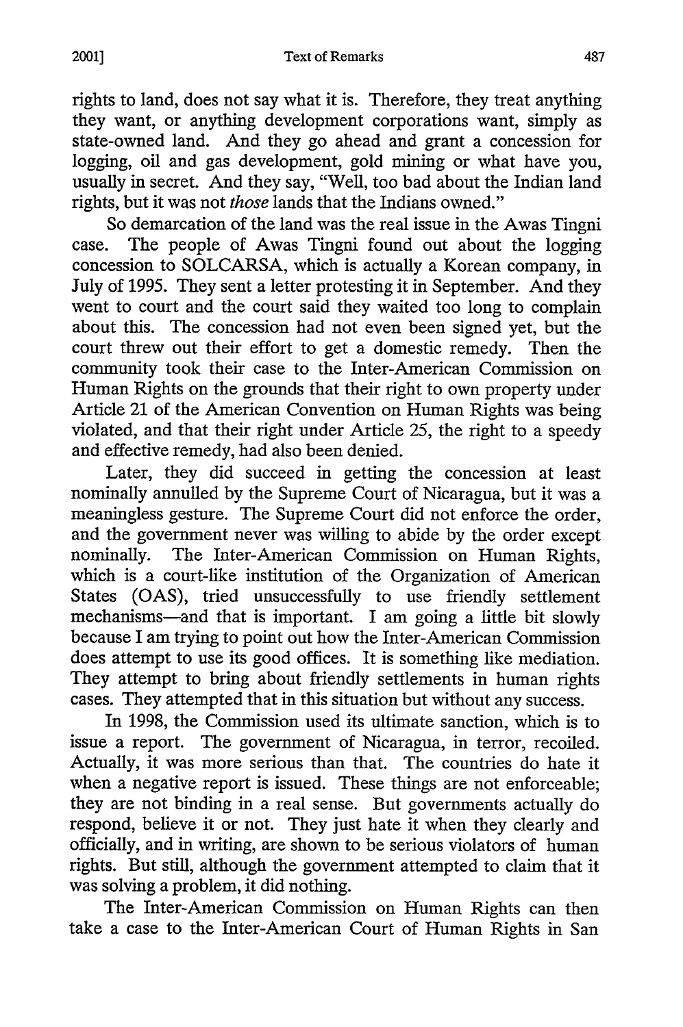rights to land, does not say what it is. Therefore, they treat anything they want, or anything development corporations want, simply as state-owned land. And they go ahead and grant a concession for logging, oil and gas development, gold mining or what have you, usually in secret. And they say, "Well, too bad about the Indian land rights, but it was not *those* lands that the Indians owned."

So demarcation of the land was the real issue in the Awas Tingni case. The people of Awas Tingni found out about the logging concession to SOLCARSA, which is actually a Korean company, in July of 1995. They sent a letter protesting it in September. And they went to court and the court said they waited too long to complain about this. The concession had not even been signed yet, but the court threw out their effort to get a domestic remedy. Then the community took their case to the Inter-American Commission on Human Rights on the grounds that their right to own property under Article 21 of the American Convention on Human Rights was being violated, and that their right under Article 25, the right to a speedy and effective remedy, had also been denied.

Later, they did succeed in getting the concession at least nominally annulled by the Supreme Court of Nicaragua, but it was a meaningless gesture. The Supreme Court did not enforce the order, and the government never was willing to abide by the order except nominally. The Inter-American Commission on Human Rights, which is a court-like institution of the Organization of American States (OAS), tried unsuccessfully to use friendly settlement mechanisms—and that is important. I am going a little bit slowly because I am trying to point out how the Inter-American Commission does attempt to use its good offices. It is something like mediation. They attempt to bring about friendly settlements in human rights cases. They attempted that in this situation but without any success.

In 1998, the Commission used its ultimate sanction, which is to issue a report. The government of Nicaragua, in terror, recoiled. Actually, it was more serious than that. The countries do hate it when a negative report is issued. These things are not enforceable; they are not binding in a real sense. But governments actually do respond, believe it or not. They just hate it when they clearly and officially, and in writing, are shown to be serious violators of human rights. But still, although the government attempted to claim that it was solving a problem, it did nothing.

The Inter-American Commission on Human Rights can then take a case to the Inter-American Court of Human Rights in San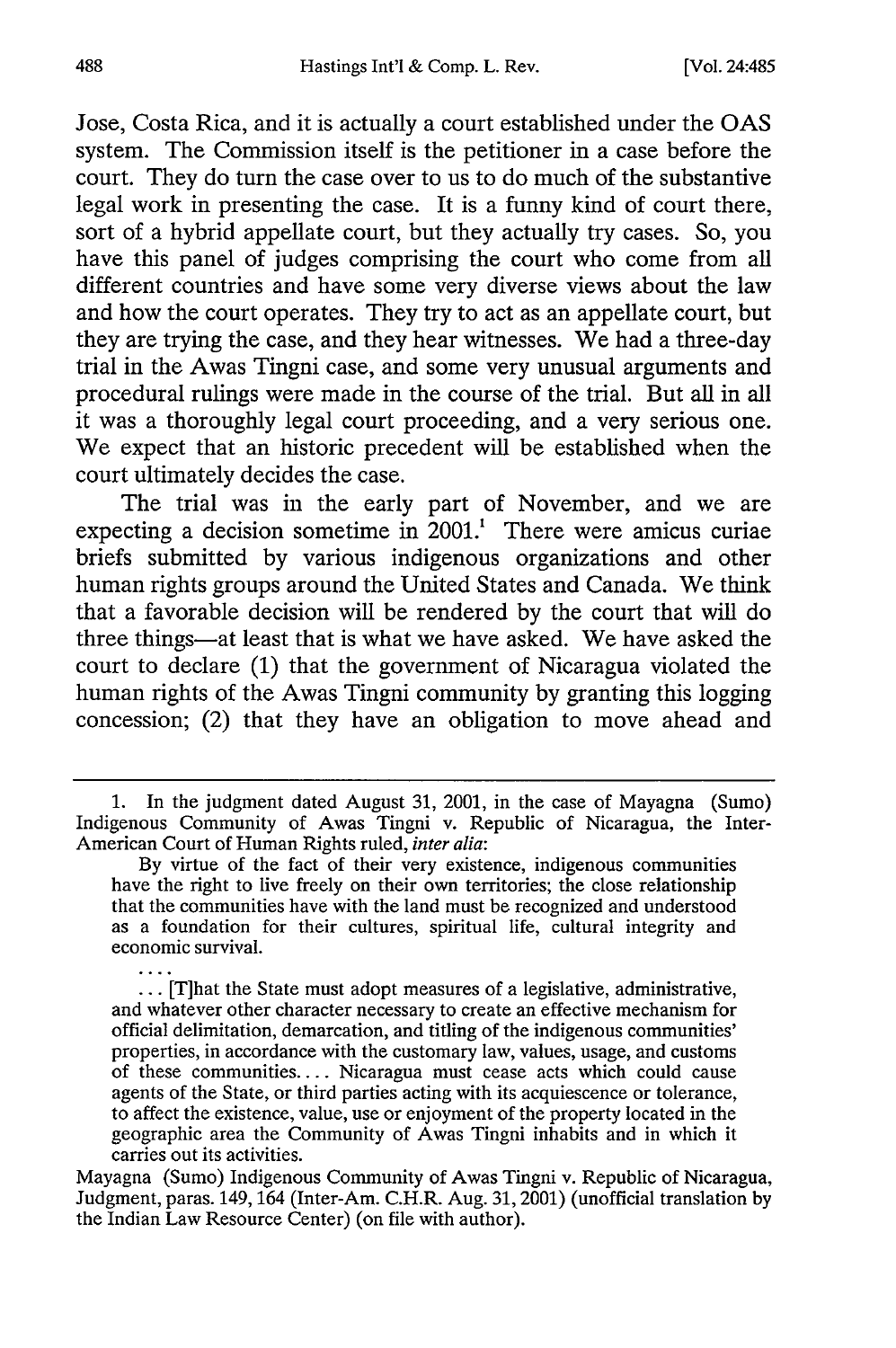Jose, Costa Rica, and it is actually a court established under the OAS system. The Commission itself is the petitioner in a case before the court. They do turn the case over to us to do much of the substantive legal work in presenting the case. It is a funny kind of court there, sort of a hybrid appellate court, but they actually try cases. So, you have this panel of judges comprising the court who come from all different countries and have some very diverse views about the law and how the court operates. They try to act as an appellate court, but they are trying the case, and they hear witnesses. We had a three-day trial in the Awas Tingni case, and some very unusual arguments and procedural rulings were made in the course of the trial. But all in all it was a thoroughly legal court proceeding, and a very serious one. We expect that an historic precedent will be established when the court ultimately decides the case.

The trial was in the early part of November, and we are expecting a decision sometime in 2001.[1] There were amicus curiae briefs submitted by various indigenous organizations and other human rights groups around the United States and Canada. We think that a favorable decision will be rendered by the court that will do three things—at least that is what we have asked. We have asked the court to declare (1) that the government of Nicaragua violated the human rights of the Awas Tingni community by granting this logging concession; (2) that they have an obligation to move ahead and

---

1. In the judgment dated August 31, 2001, in the case of Mayagna (Sumo) Indigenous Community of Awas Tingni v. Republic of Nicaragua, the Inter-American Court of Human Rights ruled, *inter alia*:

> By virtue of the fact of their very existence, indigenous communities have the right to live freely on their own territories; the close relationship that the communities have with the land must be recognized and understood as a foundation for their cultures, spiritual life, cultural integrity and economic survival.
>
> ....
>
> ... [T]hat the State must adopt measures of a legislative, administrative, and whatever other character necessary to create an effective mechanism for official delimitation, demarcation, and titling of the indigenous communities' properties, in accordance with the customary law, values, usage, and customs of these communities.... Nicaragua must cease acts which could cause agents of the State, or third parties acting with its acquiescence or tolerance, to affect the existence, value, use or enjoyment of the property located in the geographic area the Community of Awas Tingni inhabits and in which it carries out its activities.

Mayagna (Sumo) Indigenous Community of Awas Tingni v. Republic of Nicaragua, Judgment, paras. 149, 164 (Inter-Am. C.H.R. Aug. 31, 2001) (unofficial translation by the Indian Law Resource Center) (on file with author).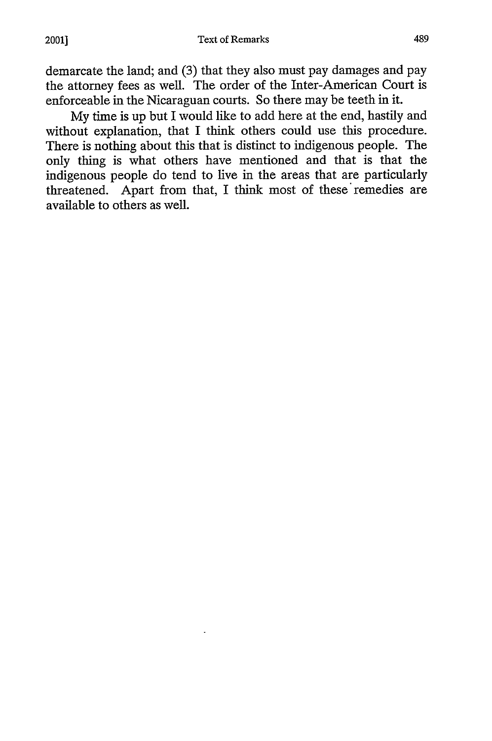demarcate the land; and (3) that they also must pay damages and pay the attorney fees as well. The order of the Inter-American Court is enforceable in the Nicaraguan courts. So there may be teeth in it.

My time is up but I would like to add here at the end, hastily and without explanation, that I think others could use this procedure. There is nothing about this that is distinct to indigenous people. The only thing is what others have mentioned and that is that the indigenous people do tend to live in the areas that are particularly threatened. Apart from that, I think most of these remedies are available to others as well.